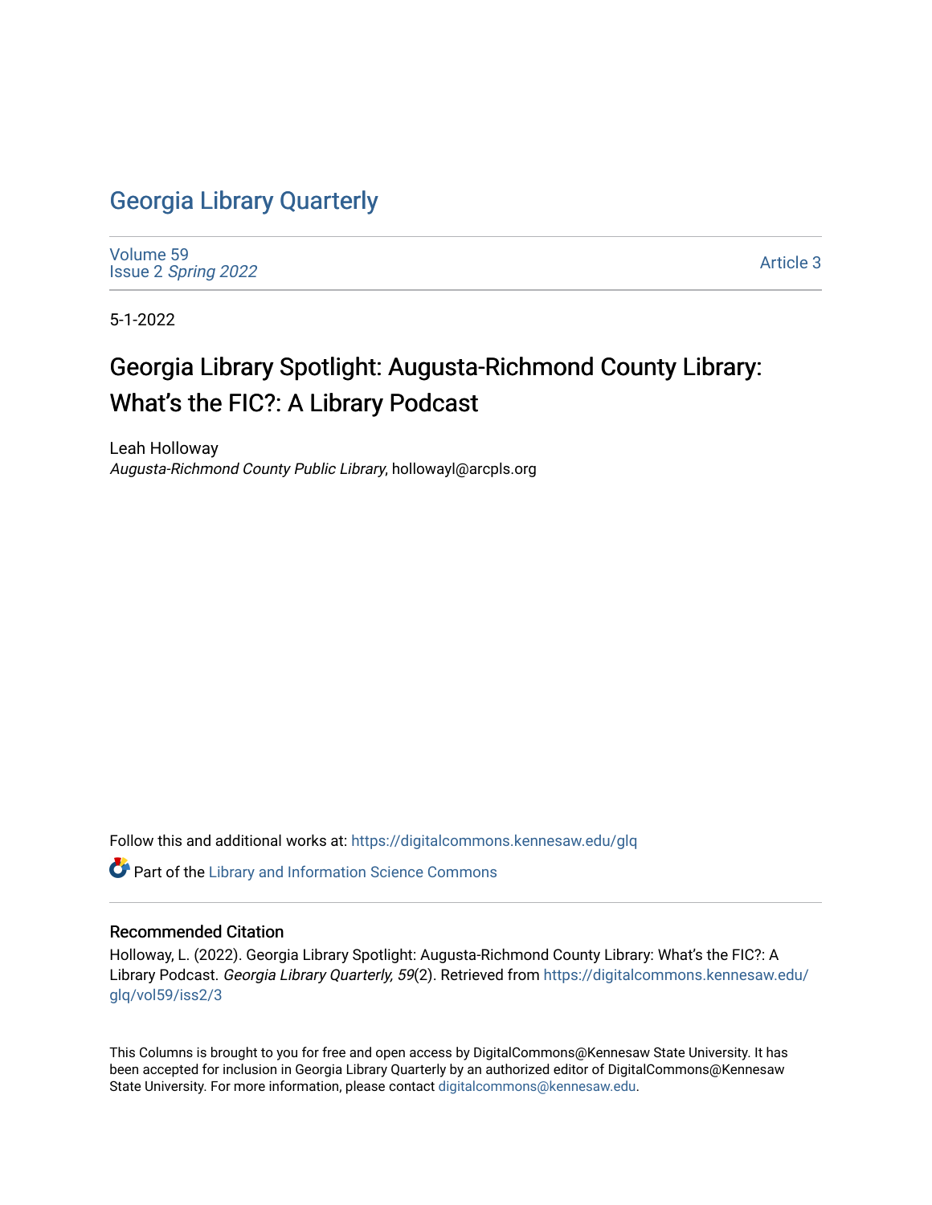# Georgia Library Quarterly

Volume 59
Issue 2 *Spring 2022*

Article 3

5-1-2022

## Georgia Library Spotlight: Augusta-Richmond County Library: What's the FIC?: A Library Podcast

Leah Holloway
*Augusta-Richmond County Public Library*, hollowayl@arcpls.org

Follow this and additional works at: https://digitalcommons.kennesaw.edu/glq

Part of the Library and Information Science Commons

### Recommended Citation

Holloway, L. (2022). Georgia Library Spotlight: Augusta-Richmond County Library: What's the FIC?: A Library Podcast. *Georgia Library Quarterly, 59*(2). Retrieved from https://digitalcommons.kennesaw.edu/glq/vol59/iss2/3

This Columns is brought to you for free and open access by DigitalCommons@Kennesaw State University. It has been accepted for inclusion in Georgia Library Quarterly by an authorized editor of DigitalCommons@Kennesaw State University. For more information, please contact digitalcommons@kennesaw.edu.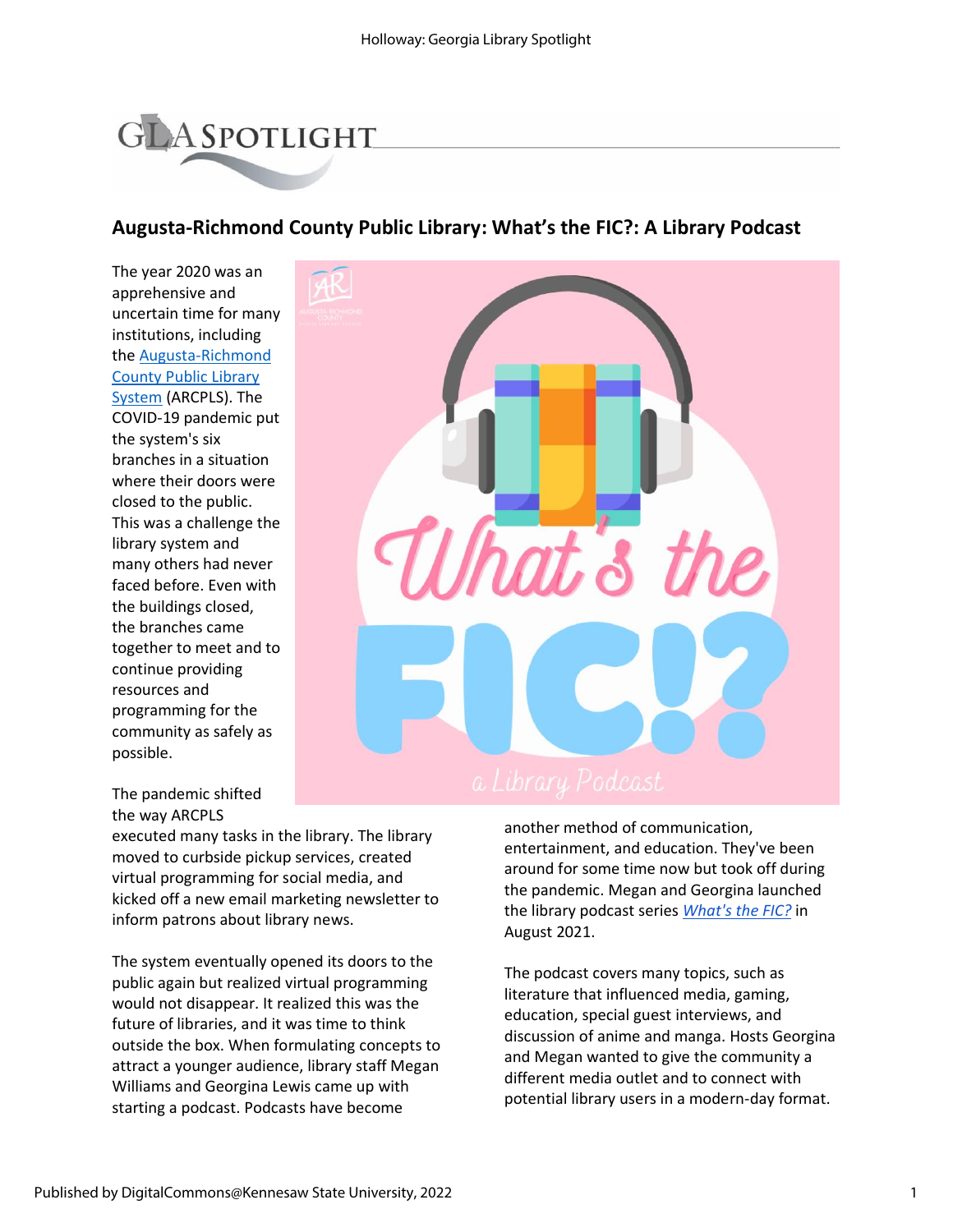## Augusta-Richmond County Public Library: What's the FIC?: A Library Podcast

The year 2020 was an apprehensive and uncertain time for many institutions, including the [Augusta-Richmond County Public Library System](#) (ARCPLS). The COVID-19 pandemic put the system's six branches in a situation where their doors were closed to the public. This was a challenge the library system and many others had never faced before. Even with the buildings closed, the branches came together to meet and to continue providing resources and programming for the community as safely as possible.

The pandemic shifted the way ARCPLS executed many tasks in the library. The library moved to curbside pickup services, created virtual programming for social media, and kicked off a new email marketing newsletter to inform patrons about library news.

The system eventually opened its doors to the public again but realized virtual programming would not disappear. It realized this was the future of libraries, and it was time to think outside the box. When formulating concepts to attract a younger audience, library staff Megan Williams and Georgina Lewis came up with starting a podcast. Podcasts have become another method of communication, entertainment, and education. They've been around for some time now but took off during the pandemic. Megan and Georgina launched the library podcast series *What's the FIC?* in August 2021.

The podcast covers many topics, such as literature that influenced media, gaming, education, special guest interviews, and discussion of anime and manga. Hosts Georgina and Megan wanted to give the community a different media outlet and to connect with potential library users in a modern-day format.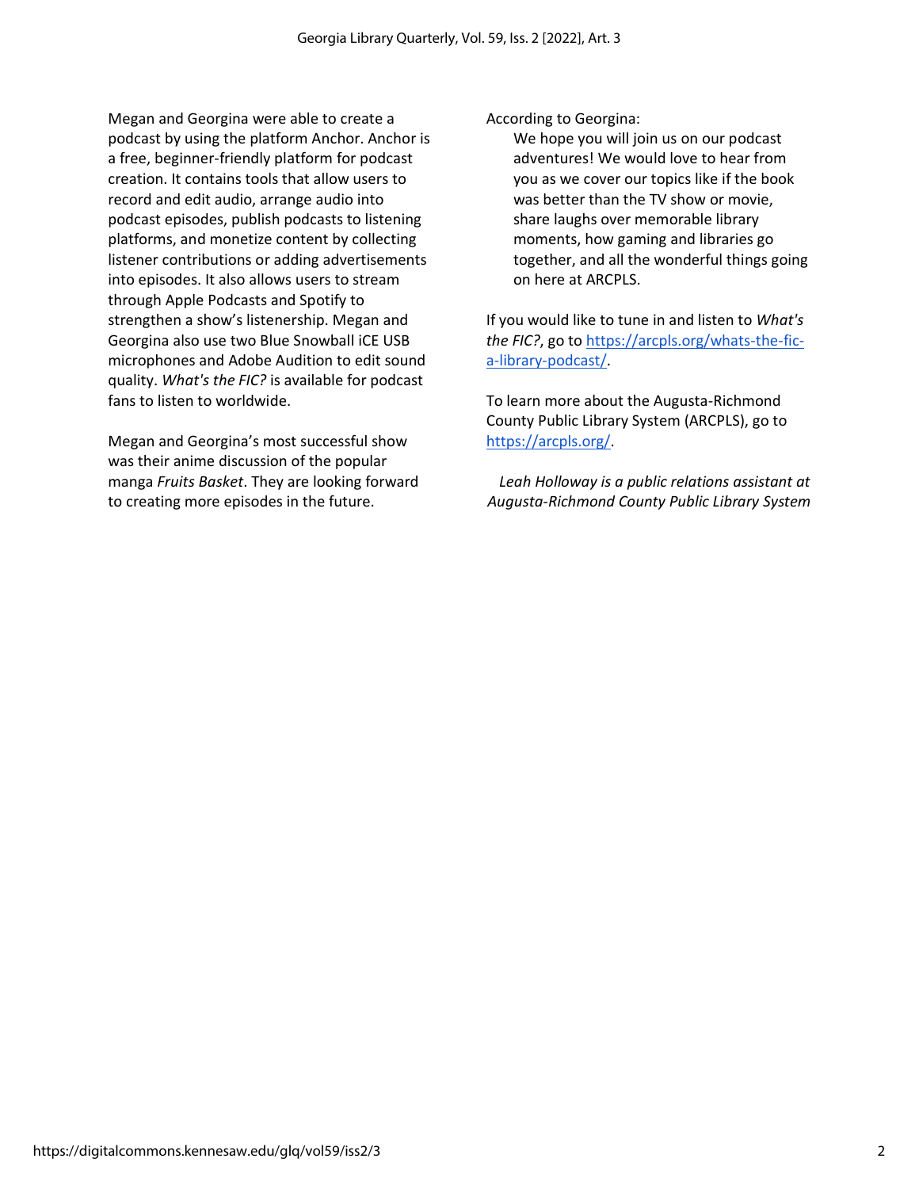Megan and Georgina were able to create a podcast by using the platform Anchor. Anchor is a free, beginner-friendly platform for podcast creation. It contains tools that allow users to record and edit audio, arrange audio into podcast episodes, publish podcasts to listening platforms, and monetize content by collecting listener contributions or adding advertisements into episodes. It also allows users to stream through Apple Podcasts and Spotify to strengthen a show's listenership. Megan and Georgina also use two Blue Snowball iCE USB microphones and Adobe Audition to edit sound quality. *What's the FIC?* is available for podcast fans to listen to worldwide.

Megan and Georgina's most successful show was their anime discussion of the popular manga *Fruits Basket*. They are looking forward to creating more episodes in the future.

According to Georgina:

> We hope you will join us on our podcast adventures! We would love to hear from you as we cover our topics like if the book was better than the TV show or movie, share laughs over memorable library moments, how gaming and libraries go together, and all the wonderful things going on here at ARCPLS.

If you would like to tune in and listen to *What's the FIC?*, go to [https://arcpls.org/whats-the-fic-a-library-podcast/](https://arcpls.org/whats-the-fic-a-library-podcast/).

To learn more about the Augusta-Richmond County Public Library System (ARCPLS), go to [https://arcpls.org/](https://arcpls.org/).

*Leah Holloway is a public relations assistant at Augusta-Richmond County Public Library System*